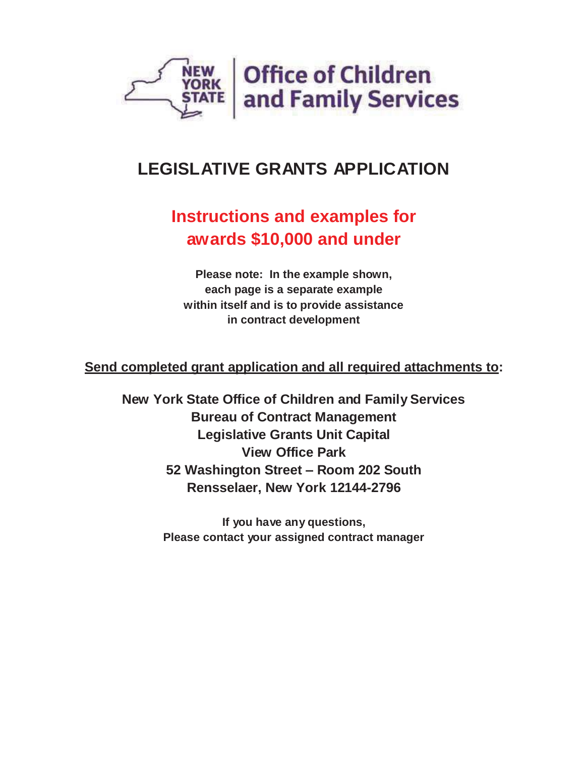New York State Office of Children and Family Services

# LEGISLATIVE GRANTS APPLICATION

## Instructions and examples for awards $10,000 and under

**Please note: In the example shown, each page is a separate example within itself and is to provide assistance in contract development**

**Send completed grant application and all required attachments to:**

**New York State Office of Children and Family Services**
**Bureau of Contract Management**
**Legislative Grants Unit Capital**
**View Office Park**
**52 Washington Street – Room 202 South**
**Rensselaer, New York 12144-2796**

**If you have any questions,**
**Please contact your assigned contract manager**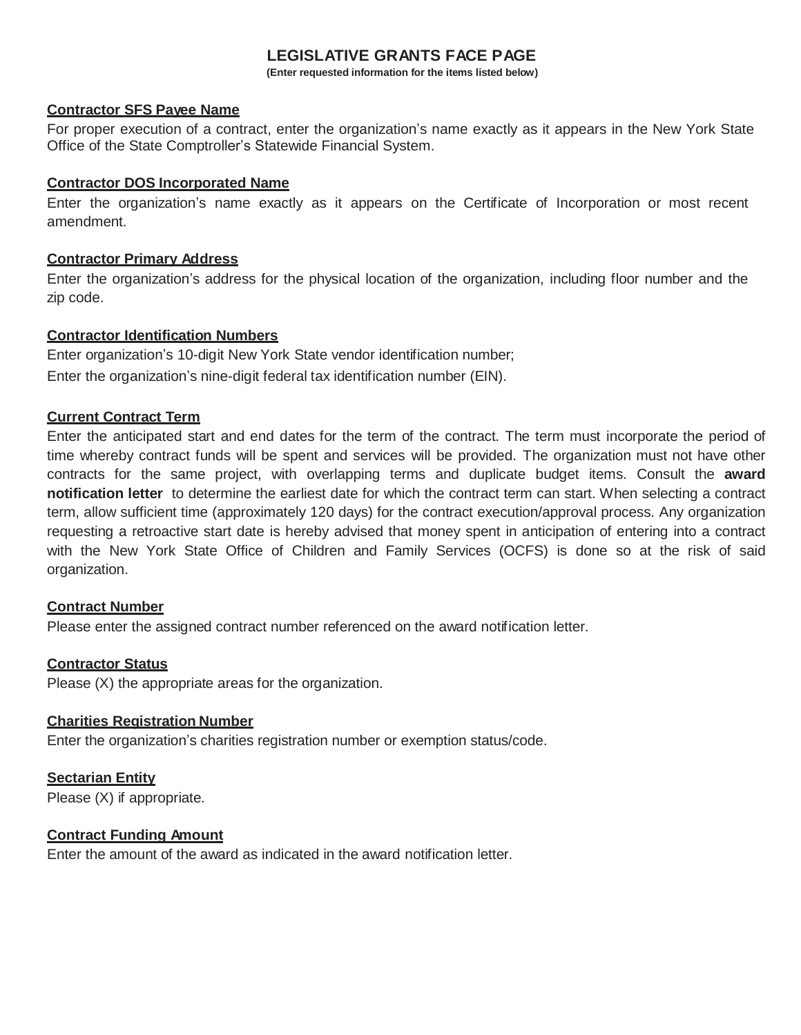# LEGISLATIVE GRANTS FACE PAGE

**(Enter requested information for the items listed below)**

**Contractor SFS Payee Name**

For proper execution of a contract, enter the organization's name exactly as it appears in the New York State Office of the State Comptroller's Statewide Financial System.

**Contractor DOS Incorporated Name**

Enter the organization's name exactly as it appears on the Certificate of Incorporation or most recent amendment.

**Contractor Primary Address**

Enter the organization's address for the physical location of the organization, including floor number and the zip code.

**Contractor Identification Numbers**

Enter organization's 10-digit New York State vendor identification number;

Enter the organization's nine-digit federal tax identification number (EIN).

**Current Contract Term**

Enter the anticipated start and end dates for the term of the contract. The term must incorporate the period of time whereby contract funds will be spent and services will be provided. The organization must not have other contracts for the same project, with overlapping terms and duplicate budget items. Consult the **award notification letter** to determine the earliest date for which the contract term can start. When selecting a contract term, allow sufficient time (approximately 120 days) for the contract execution/approval process. Any organization requesting a retroactive start date is hereby advised that money spent in anticipation of entering into a contract with the New York State Office of Children and Family Services (OCFS) is done so at the risk of said organization.

**Contract Number**

Please enter the assigned contract number referenced on the award notification letter.

**Contractor Status**

Please (X) the appropriate areas for the organization.

**Charities Registration Number**

Enter the organization's charities registration number or exemption status/code.

**Sectarian Entity**

Please (X) if appropriate.

**Contract Funding Amount**

Enter the amount of the award as indicated in the award notification letter.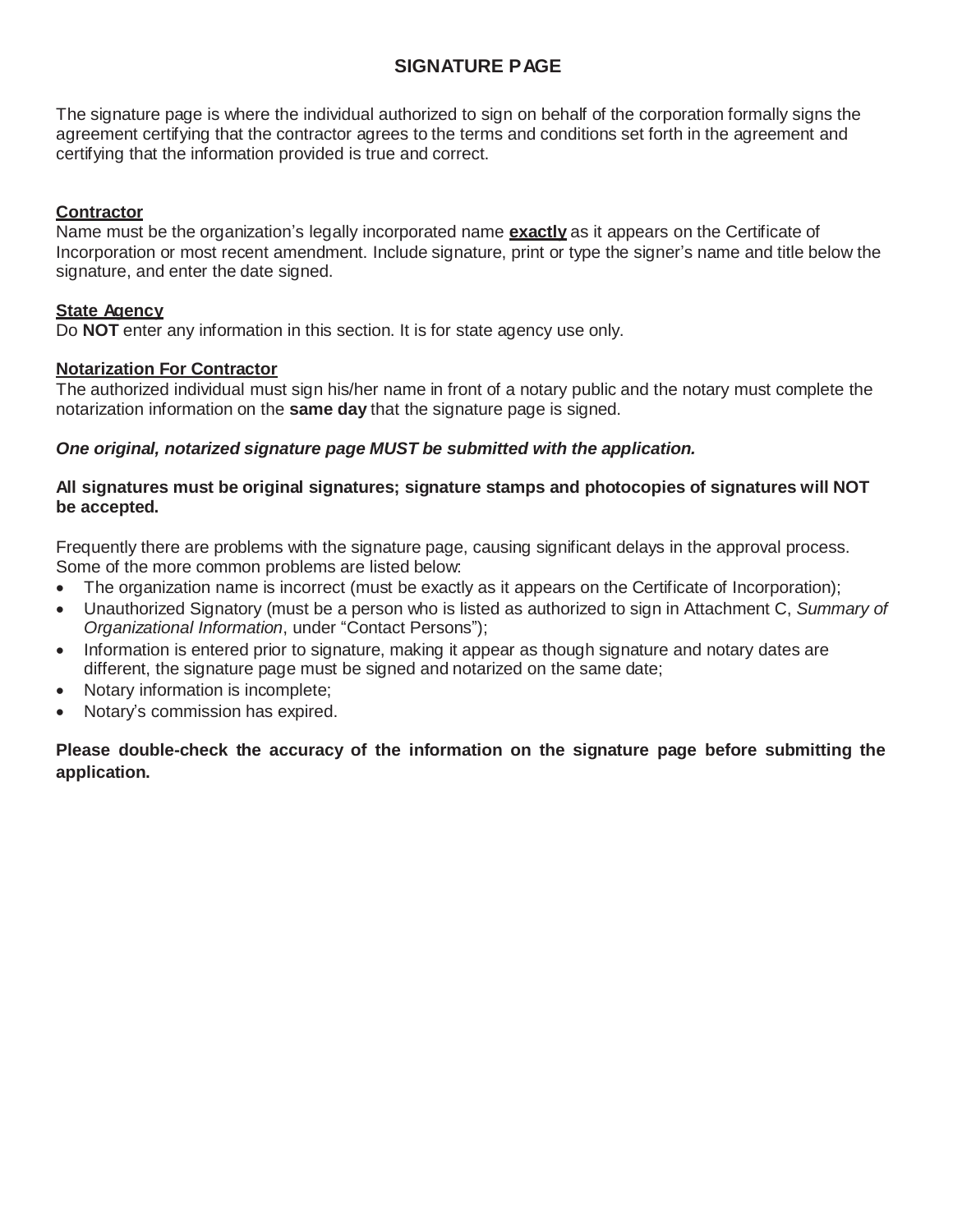# SIGNATURE PAGE

The signature page is where the individual authorized to sign on behalf of the corporation formally signs the agreement certifying that the contractor agrees to the terms and conditions set forth in the agreement and certifying that the information provided is true and correct.

**Contractor**

Name must be the organization's legally incorporated name **exactly** as it appears on the Certificate of Incorporation or most recent amendment. Include signature, print or type the signer's name and title below the signature, and enter the date signed.

**State Agency**

Do **NOT** enter any information in this section. It is for state agency use only.

**Notarization For Contractor**

The authorized individual must sign his/her name in front of a notary public and the notary must complete the notarization information on the **same day** that the signature page is signed.

***One original, notarized signature page MUST be submitted with the application.***

**All signatures must be original signatures; signature stamps and photocopies of signatures will NOT be accepted.**

Frequently there are problems with the signature page, causing significant delays in the approval process. Some of the more common problems are listed below:

- The organization name is incorrect (must be exactly as it appears on the Certificate of Incorporation);
- Unauthorized Signatory (must be a person who is listed as authorized to sign in Attachment C, *Summary of Organizational Information*, under "Contact Persons");
- Information is entered prior to signature, making it appear as though signature and notary dates are different, the signature page must be signed and notarized on the same date;
- Notary information is incomplete;
- Notary's commission has expired.

**Please double-check the accuracy of the information on the signature page before submitting the application.**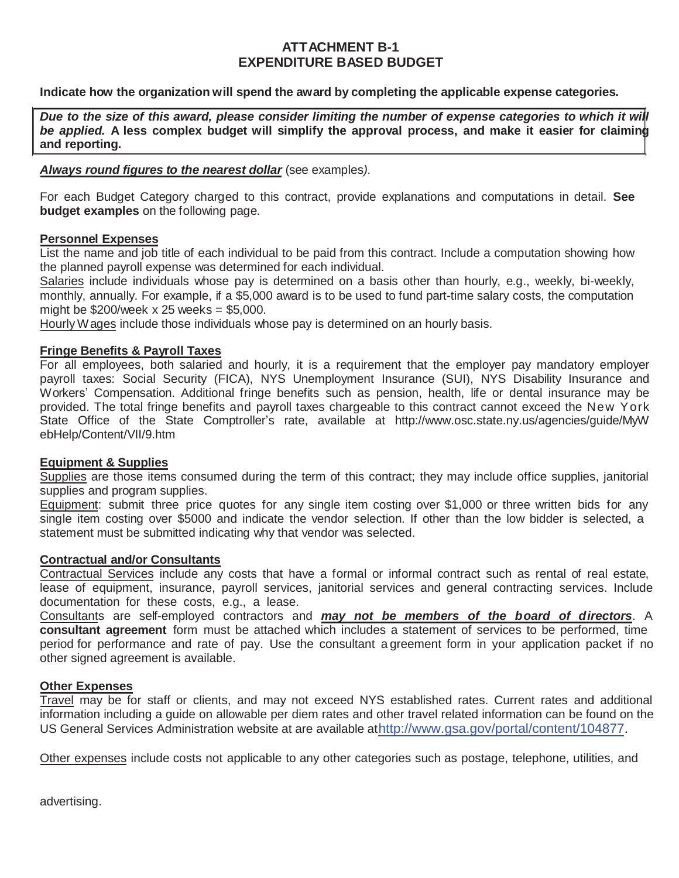# ATTACHMENT B-1
# EXPENDITURE BASED BUDGET

**Indicate how the organization will spend the award by completing the applicable expense categories.**

> ***Due to the size of this award, please consider limiting the number of expense categories to which it will be applied.*** **A less complex budget will simplify the approval process, and make it easier for claiming and reporting.**

***Always round figures to the nearest dollar*** (see examples*).*

For each Budget Category charged to this contract, provide explanations and computations in detail. **See budget examples** on the following page.

### Personnel Expenses

List the name and job title of each individual to be paid from this contract. Include a computation showing how the planned payroll expense was determined for each individual.

Salaries include individuals whose pay is determined on a basis other than hourly, e.g., weekly, bi-weekly, monthly, annually. For example, if a $5,000 award is to be used to fund part-time salary costs, the computation might be $200/week x 25 weeks = $5,000.

Hourly Wages include those individuals whose pay is determined on an hourly basis.

### Fringe Benefits & Payroll Taxes

For all employees, both salaried and hourly, it is a requirement that the employer pay mandatory employer payroll taxes: Social Security (FICA), NYS Unemployment Insurance (SUI), NYS Disability Insurance and Workers' Compensation. Additional fringe benefits such as pension, health, life or dental insurance may be provided. The total fringe benefits and payroll taxes chargeable to this contract cannot exceed the New York State Office of the State Comptroller's rate, available at http://www.osc.state.ny.us/agencies/guide/MyWebHelp/Content/VII/9.htm

### Equipment & Supplies

Supplies are those items consumed during the term of this contract; they may include office supplies, janitorial supplies and program supplies.

Equipment: submit three price quotes for any single item costing over $1,000 or three written bids for any single item costing over $5000 and indicate the vendor selection. If other than the low bidder is selected, a statement must be submitted indicating why that vendor was selected.

### Contractual and/or Consultants

Contractual Services include any costs that have a formal or informal contract such as rental of real estate, lease of equipment, insurance, payroll services, janitorial services and general contracting services. Include documentation for these costs, e.g., a lease.

Consultants are self-employed contractors and ***may not be members of the board of directors***. A **consultant agreement** form must be attached which includes a statement of services to be performed, time period for performance and rate of pay. Use the consultant agreement form in your application packet if no other signed agreement is available.

### Other Expenses

Travel may be for staff or clients, and may not exceed NYS established rates. Current rates and additional information including a guide on allowable per diem rates and other travel related information can be found on the US General Services Administration website at are available at http://www.gsa.gov/portal/content/104877.

Other expenses include costs not applicable to any other categories such as postage, telephone, utilities, and advertising.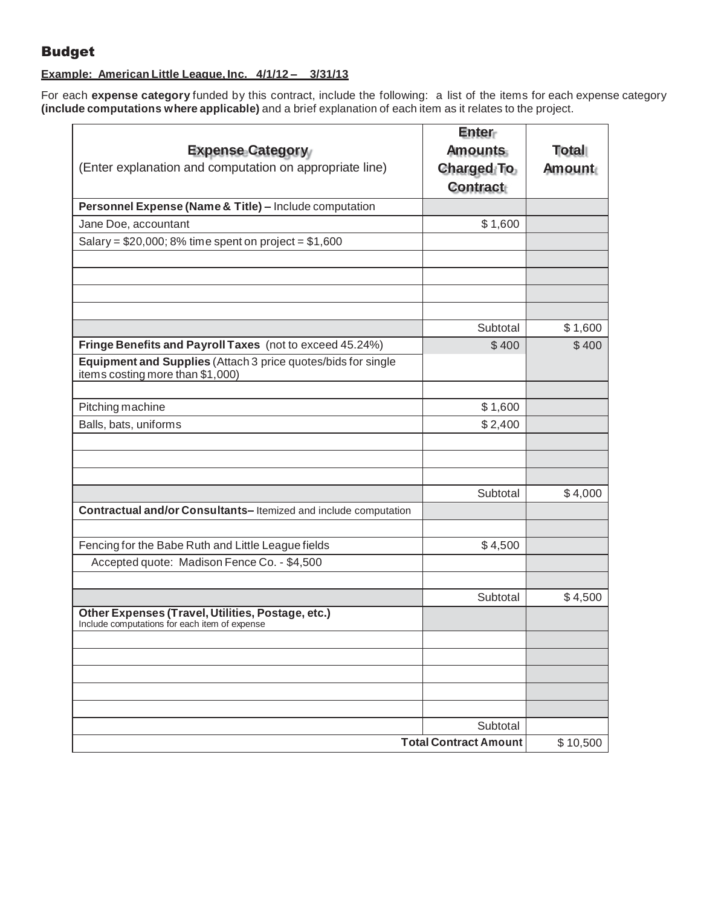## Budget

**Example: American Little League, Inc. 4/1/12 – 3/31/13**

For each **expense category** funded by this contract, include the following: a list of the items for each expense category **(include computations where applicable)** and a brief explanation of each item as it relates to the project.

| **Expense Category** (Enter explanation and computation on appropriate line) | **Enter Amounts Charged To Contract** | **Total Amount** |
|---|---|---|
| **Personnel Expense (Name & Title) –** Include computation | | |
| Jane Doe, accountant | $ 1,600 | |
| Salary = $20,000; 8% time spent on project = $1,600 | | |
| | | |
| | | |
| | | |
| | | |
| | Subtotal | $ 1,600 |
| **Fringe Benefits and Payroll Taxes** (not to exceed 45.24%) | $ 400 | $ 400 |
| **Equipment and Supplies** (Attach 3 price quotes/bids for single items costing more than $1,000) | | |
| | | |
| Pitching machine | $ 1,600 | |
| Balls, bats, uniforms | $ 2,400 | |
| | | |
| | | |
| | | |
| | Subtotal | $ 4,000 |
| **Contractual and/or Consultants–** Itemized and include computation | | |
| | | |
| Fencing for the Babe Ruth and Little League fields | $ 4,500 | |
| Accepted quote: Madison Fence Co. - $4,500 | | |
| | | |
| | Subtotal | $ 4,500 |
| **Other Expenses (Travel, Utilities, Postage, etc.)** Include computations for each item of expense | | |
| | | |
| | | |
| | | |
| | | |
| | | |
| | Subtotal | |
| | **Total Contract Amount** | $ 10,500 |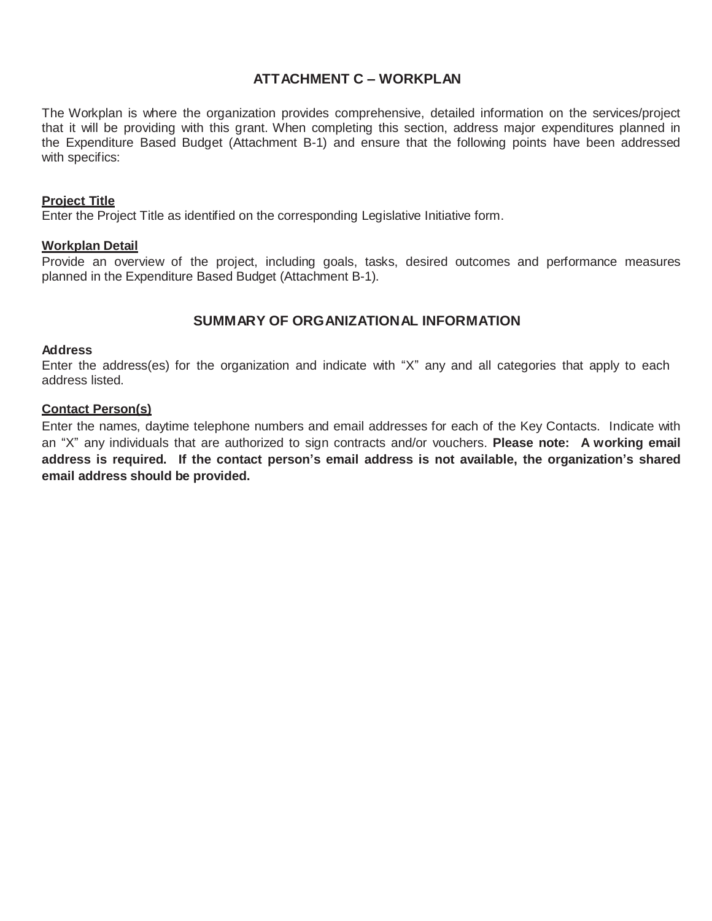# ATTACHMENT C – WORKPLAN

The Workplan is where the organization provides comprehensive, detailed information on the services/project that it will be providing with this grant. When completing this section, address major expenditures planned in the Expenditure Based Budget (Attachment B-1) and ensure that the following points have been addressed with specifics:

**Project Title**
Enter the Project Title as identified on the corresponding Legislative Initiative form.

**Workplan Detail**
Provide an overview of the project, including goals, tasks, desired outcomes and performance measures planned in the Expenditure Based Budget (Attachment B-1).

## SUMMARY OF ORGANIZATIONAL INFORMATION

**Address**
Enter the address(es) for the organization and indicate with "X" any and all categories that apply to each address listed.

**Contact Person(s)**
Enter the names, daytime telephone numbers and email addresses for each of the Key Contacts. Indicate with an "X" any individuals that are authorized to sign contracts and/or vouchers. **Please note: A working email address is required. If the contact person's email address is not available, the organization's shared email address should be provided.**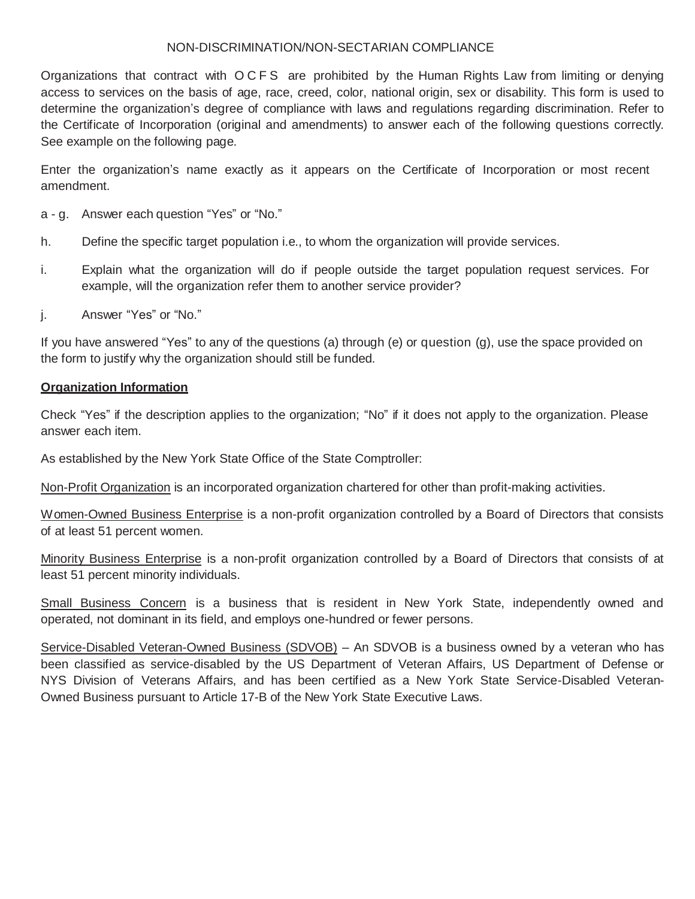# NON-DISCRIMINATION/NON-SECTARIAN COMPLIANCE

Organizations that contract with OCFS are prohibited by the Human Rights Law from limiting or denying access to services on the basis of age, race, creed, color, national origin, sex or disability. This form is used to determine the organization's degree of compliance with laws and regulations regarding discrimination. Refer to the Certificate of Incorporation (original and amendments) to answer each of the following questions correctly. See example on the following page.

Enter the organization's name exactly as it appears on the Certificate of Incorporation or most recent amendment.

a - g. Answer each question "Yes" or "No."

h. Define the specific target population i.e., to whom the organization will provide services.

i. Explain what the organization will do if people outside the target population request services. For example, will the organization refer them to another service provider?

j. Answer "Yes" or "No."

If you have answered "Yes" to any of the questions (a) through (e) or question (g), use the space provided on the form to justify why the organization should still be funded.

**Organization Information**

Check "Yes" if the description applies to the organization; "No" if it does not apply to the organization. Please answer each item.

As established by the New York State Office of the State Comptroller:

Non-Profit Organization is an incorporated organization chartered for other than profit-making activities.

Women-Owned Business Enterprise is a non-profit organization controlled by a Board of Directors that consists of at least 51 percent women.

Minority Business Enterprise is a non-profit organization controlled by a Board of Directors that consists of at least 51 percent minority individuals.

Small Business Concern is a business that is resident in New York State, independently owned and operated, not dominant in its field, and employs one-hundred or fewer persons.

Service-Disabled Veteran-Owned Business (SDVOB) – An SDVOB is a business owned by a veteran who has been classified as service-disabled by the US Department of Veteran Affairs, US Department of Defense or NYS Division of Veterans Affairs, and has been certified as a New York State Service-Disabled Veteran-Owned Business pursuant to Article 17-B of the New York State Executive Laws.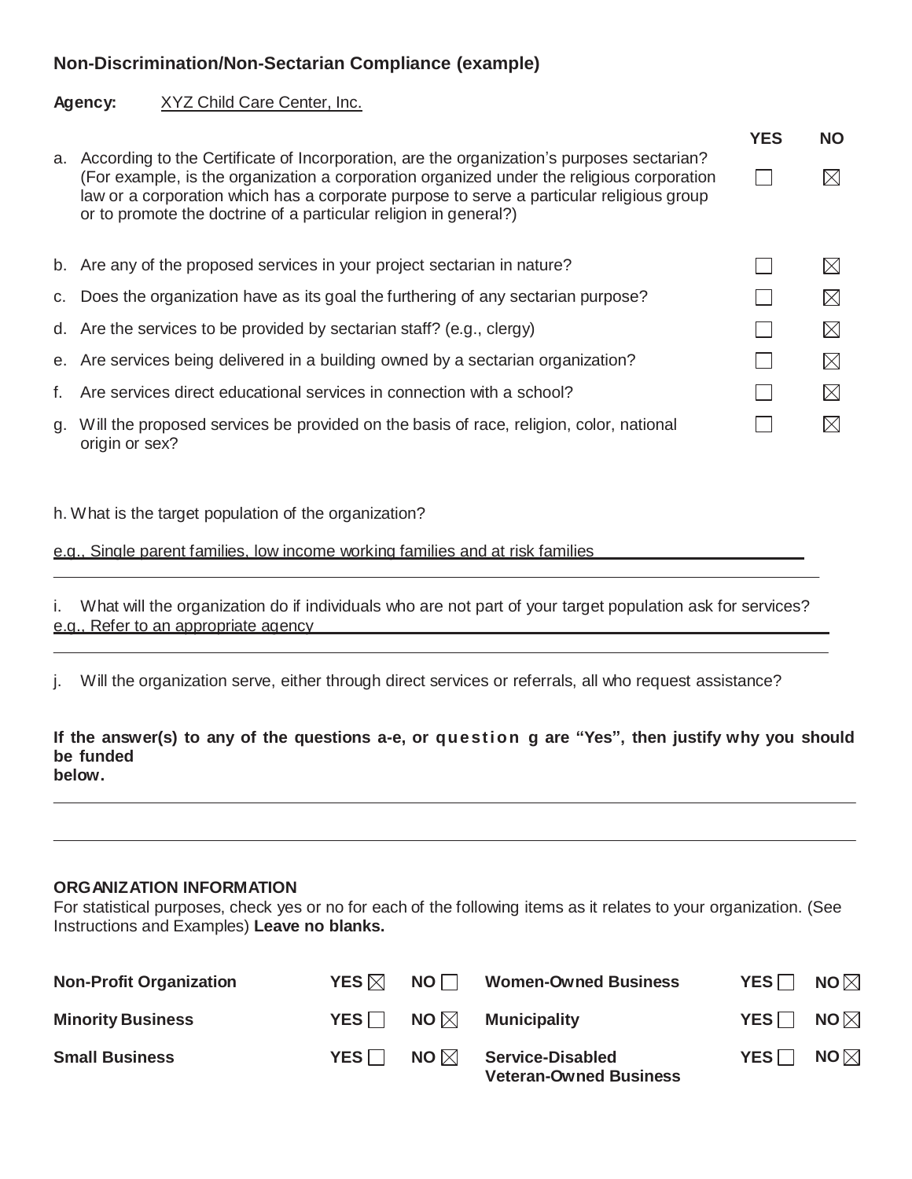**Non-Discrimination/Non-Sectarian Compliance (example)**

**Agency:** XYZ Child Care Center, Inc.

| | | YES | NO |
|---|---|---|---|
| a. | According to the Certificate of Incorporation, are the organization's purposes sectarian? (For example, is the organization a corporation organized under the religious corporation law or a corporation which has a corporate purpose to serve a particular religious group or to promote the doctrine of a particular religion in general?) | ☐ | ☒ |
| b. | Are any of the proposed services in your project sectarian in nature? | ☐ | ☒ |
| c. | Does the organization have as its goal the furthering of any sectarian purpose? | ☐ | ☒ |
| d. | Are the services to be provided by sectarian staff? (e.g., clergy) | ☐ | ☒ |
| e. | Are services being delivered in a building owned by a sectarian organization? | ☐ | ☒ |
| f. | Are services direct educational services in connection with a school? | ☐ | ☒ |
| g. | Will the proposed services be provided on the basis of race, religion, color, national origin or sex? | ☐ | ☒ |

h. What is the target population of the organization?

e.g., Single parent families, low income working families and at risk families

i. What will the organization do if individuals who are not part of your target population ask for services?
e.g., Refer to an appropriate agency

j. Will the organization serve, either through direct services or referrals, all who request assistance?

**If the answer(s) to any of the questions a-e, or question g are "Yes", then justify why you should be funded below.**

**ORGANIZATION INFORMATION**
For statistical purposes, check yes or no for each of the following items as it relates to your organization. (See Instructions and Examples) **Leave no blanks.**

| | | | | | |
|---|---|---|---|---|---|
| **Non-Profit Organization** | **YES** ☒ | **NO** ☐ | **Women-Owned Business** | **YES** ☐ | **NO** ☒ |
| **Minority Business** | **YES** ☐ | **NO** ☒ | **Municipality** | **YES** ☐ | **NO** ☒ |
| **Small Business** | **YES** ☐ | **NO** ☒ | **Service-Disabled Veteran-Owned Business** | **YES** ☐ | **NO** ☒ |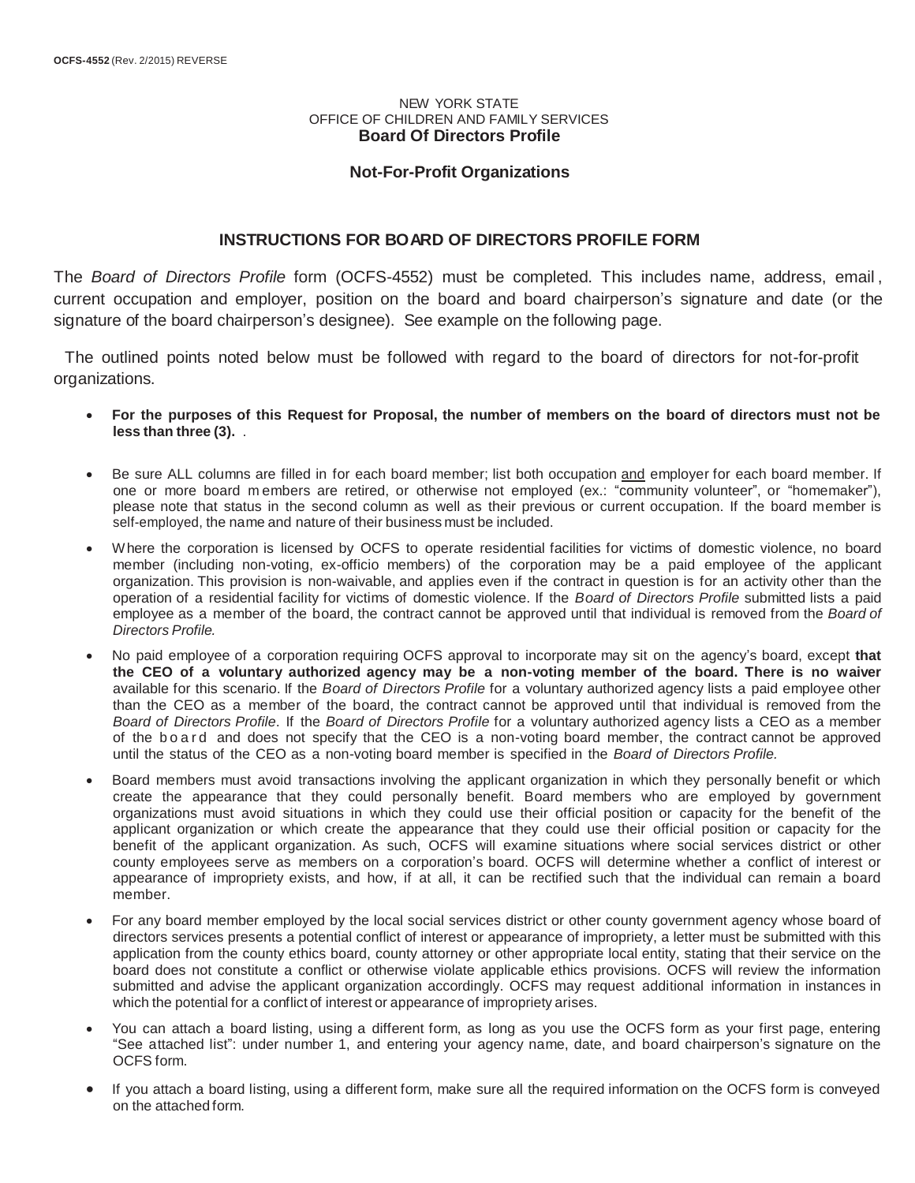NEW YORK STATE
OFFICE OF CHILDREN AND FAMILY SERVICES
**Board Of Directors Profile**

**Not-For-Profit Organizations**

## INSTRUCTIONS FOR BOARD OF DIRECTORS PROFILE FORM

The *Board of Directors Profile* form (OCFS-4552) must be completed. This includes name, address, email, current occupation and employer, position on the board and board chairperson's signature and date (or the signature of the board chairperson's designee). See example on the following page.

The outlined points noted below must be followed with regard to the board of directors for not-for-profit organizations.

- **For the purposes of this Request for Proposal, the number of members on the board of directors must not be less than three (3).** .
- Be sure ALL columns are filled in for each board member; list both occupation and employer for each board member. If one or more board members are retired, or otherwise not employed (ex.: "community volunteer", or "homemaker"), please note that status in the second column as well as their previous or current occupation. If the board member is self-employed, the name and nature of their business must be included.
- Where the corporation is licensed by OCFS to operate residential facilities for victims of domestic violence, no board member (including non-voting, ex-officio members) of the corporation may be a paid employee of the applicant organization. This provision is non-waivable, and applies even if the contract in question is for an activity other than the operation of a residential facility for victims of domestic violence. If the *Board of Directors Profile* submitted lists a paid employee as a member of the board, the contract cannot be approved until that individual is removed from the *Board of Directors Profile.*
- No paid employee of a corporation requiring OCFS approval to incorporate may sit on the agency's board, except **that the CEO of a voluntary authorized agency may be a non-voting member of the board. There is no waiver** available for this scenario. If the *Board of Directors Profile* for a voluntary authorized agency lists a paid employee other than the CEO as a member of the board, the contract cannot be approved until that individual is removed from the *Board of Directors Profile*. If the *Board of Directors Profile* for a voluntary authorized agency lists a CEO as a member of the board and does not specify that the CEO is a non-voting board member, the contract cannot be approved until the status of the CEO as a non-voting board member is specified in the *Board of Directors Profile.*
- Board members must avoid transactions involving the applicant organization in which they personally benefit or which create the appearance that they could personally benefit. Board members who are employed by government organizations must avoid situations in which they could use their official position or capacity for the benefit of the applicant organization or which create the appearance that they could use their official position or capacity for the benefit of the applicant organization. As such, OCFS will examine situations where social services district or other county employees serve as members on a corporation's board. OCFS will determine whether a conflict of interest or appearance of impropriety exists, and how, if at all, it can be rectified such that the individual can remain a board member.
- For any board member employed by the local social services district or other county government agency whose board of directors services presents a potential conflict of interest or appearance of impropriety, a letter must be submitted with this application from the county ethics board, county attorney or other appropriate local entity, stating that their service on the board does not constitute a conflict or otherwise violate applicable ethics provisions. OCFS will review the information submitted and advise the applicant organization accordingly. OCFS may request additional information in instances in which the potential for a conflict of interest or appearance of impropriety arises.
- You can attach a board listing, using a different form, as long as you use the OCFS form as your first page, entering "See attached list": under number 1, and entering your agency name, date, and board chairperson's signature on the OCFS form.
- If you attach a board listing, using a different form, make sure all the required information on the OCFS form is conveyed on the attached form.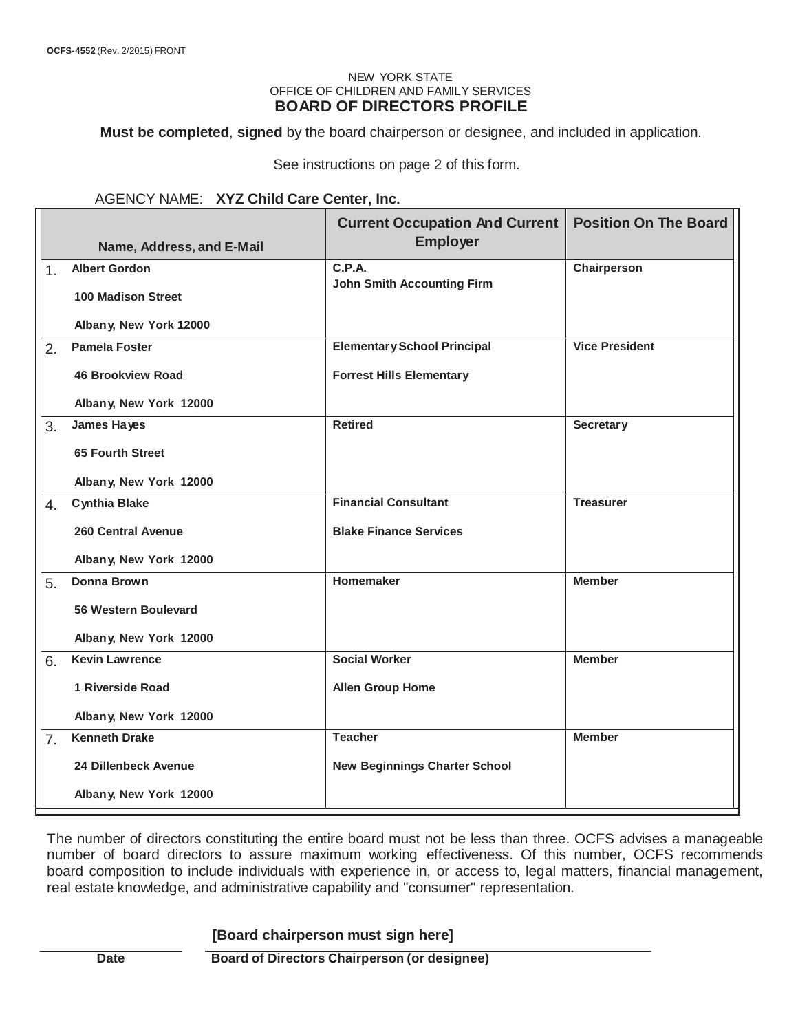OCFS-4552 (Rev. 2/2015) FRONT

NEW YORK STATE
OFFICE OF CHILDREN AND FAMILY SERVICES

# BOARD OF DIRECTORS PROFILE

**Must be completed**, **signed** by the board chairperson or designee, and included in application.

See instructions on page 2 of this form.

AGENCY NAME: **XYZ Child Care Center, Inc.**

| | Name, Address, and E-Mail | Current Occupation And Current Employer | Position On The Board |
|---|---|---|---|
| 1. | **Albert Gordon**<br>**100 Madison Street**<br>**Albany, New York 12000** | **C.P.A.**<br>**John Smith Accounting Firm** | **Chairperson** |
| 2. | **Pamela Foster**<br>**46 Brookview Road**<br>**Albany, New York 12000** | **Elementary School Principal**<br>**Forrest Hills Elementary** | **Vice President** |
| 3. | **James Hayes**<br>**65 Fourth Street**<br>**Albany, New York 12000** | **Retired** | **Secretary** |
| 4. | **Cynthia Blake**<br>**260 Central Avenue**<br>**Albany, New York 12000** | **Financial Consultant**<br>**Blake Finance Services** | **Treasurer** |
| 5. | **Donna Brown**<br>**56 Western Boulevard**<br>**Albany, New York 12000** | **Homemaker** | **Member** |
| 6. | **Kevin Lawrence**<br>**1 Riverside Road**<br>**Albany, New York 12000** | **Social Worker**<br>**Allen Group Home** | **Member** |
| 7. | **Kenneth Drake**<br>**24 Dillenbeck Avenue**<br>**Albany, New York 12000** | **Teacher**<br>**New Beginnings Charter School** | **Member** |

The number of directors constituting the entire board must not be less than three. OCFS advises a manageable number of board directors to assure maximum working effectiveness. Of this number, OCFS recommends board composition to include individuals with experience in, or access to, legal matters, financial management, real estate knowledge, and administrative capability and "consumer" representation.

**[Board chairperson must sign here]**

**Date** | **Board of Directors Chairperson (or designee)**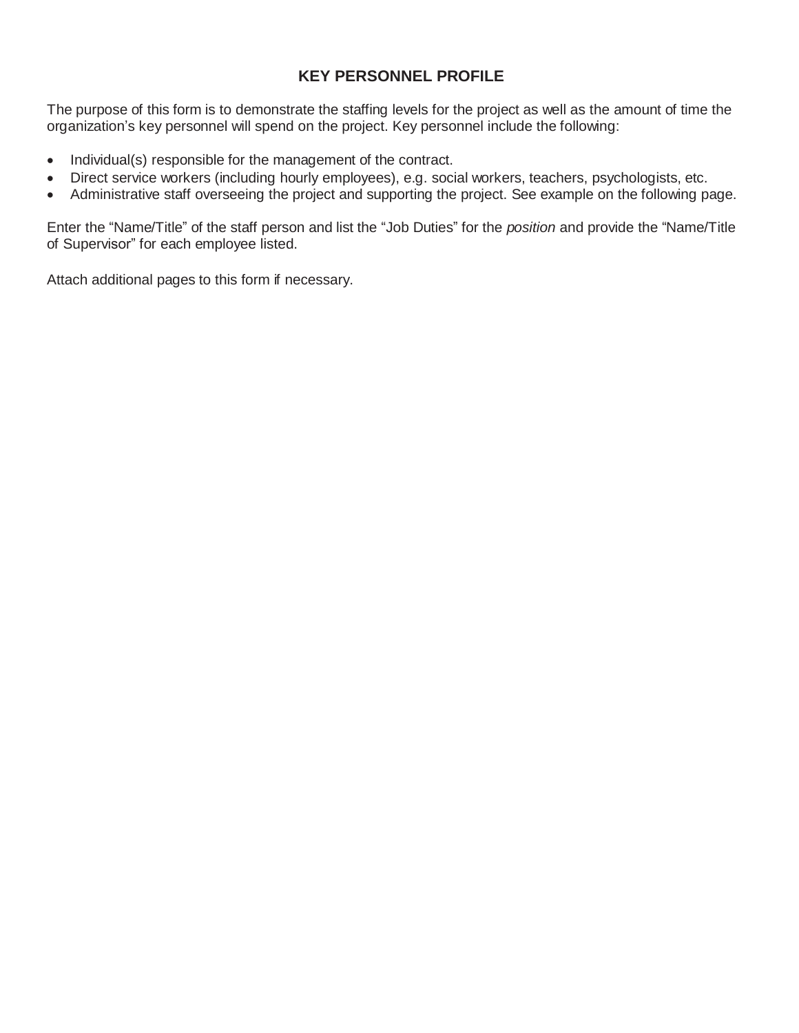# KEY PERSONNEL PROFILE

The purpose of this form is to demonstrate the staffing levels for the project as well as the amount of time the organization's key personnel will spend on the project. Key personnel include the following:

- Individual(s) responsible for the management of the contract.
- Direct service workers (including hourly employees), e.g. social workers, teachers, psychologists, etc.
- Administrative staff overseeing the project and supporting the project. See example on the following page.

Enter the "Name/Title" of the staff person and list the "Job Duties" for the *position* and provide the "Name/Title of Supervisor" for each employee listed.

Attach additional pages to this form if necessary.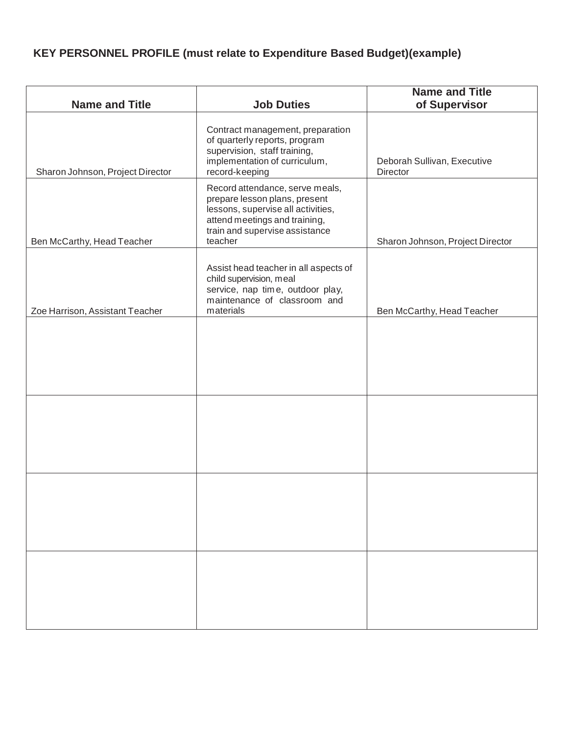**KEY PERSONNEL PROFILE (must relate to Expenditure Based Budget)(example)**

| Name and Title | Job Duties | Name and Title of Supervisor |
|---|---|---|
| Sharon Johnson, Project Director | Contract management, preparation of quarterly reports, program supervision, staff training, implementation of curriculum, record-keeping | Deborah Sullivan, Executive Director |
| Ben McCarthy, Head Teacher | Record attendance, serve meals, prepare lesson plans, present lessons, supervise all activities, attend meetings and training, train and supervise assistance teacher | Sharon Johnson, Project Director |
| Zoe Harrison, Assistant Teacher | Assist head teacher in all aspects of child supervision, meal service, nap time, outdoor play, maintenance of classroom and materials | Ben McCarthy, Head Teacher |
| | | |
| | | |
| | | |
| | | |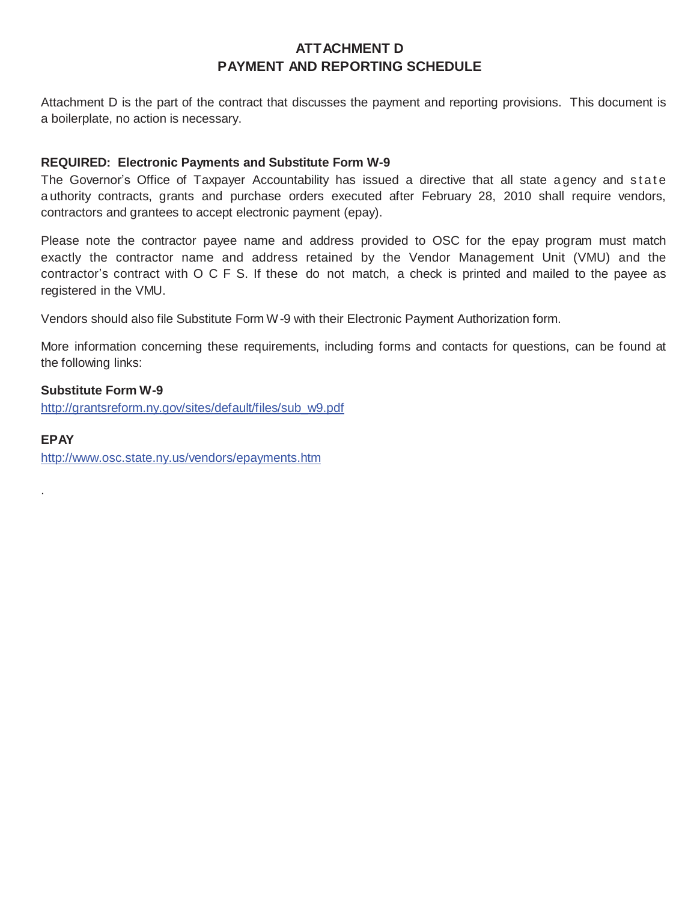# ATTACHMENT D
# PAYMENT AND REPORTING SCHEDULE

Attachment D is the part of the contract that discusses the payment and reporting provisions. This document is a boilerplate, no action is necessary.

**REQUIRED: Electronic Payments and Substitute Form W-9**

The Governor's Office of Taxpayer Accountability has issued a directive that all state agency and state authority contracts, grants and purchase orders executed after February 28, 2010 shall require vendors, contractors and grantees to accept electronic payment (epay).

Please note the contractor payee name and address provided to OSC for the epay program must match exactly the contractor name and address retained by the Vendor Management Unit (VMU) and the contractor's contract with O C F S. If these do not match, a check is printed and mailed to the payee as registered in the VMU.

Vendors should also file Substitute Form W-9 with their Electronic Payment Authorization form.

More information concerning these requirements, including forms and contacts for questions, can be found at the following links:

**Substitute Form W-9**

http://grantsreform.ny.gov/sites/default/files/sub_w9.pdf

**EPAY**

http://www.osc.state.ny.us/vendors/epayments.htm

.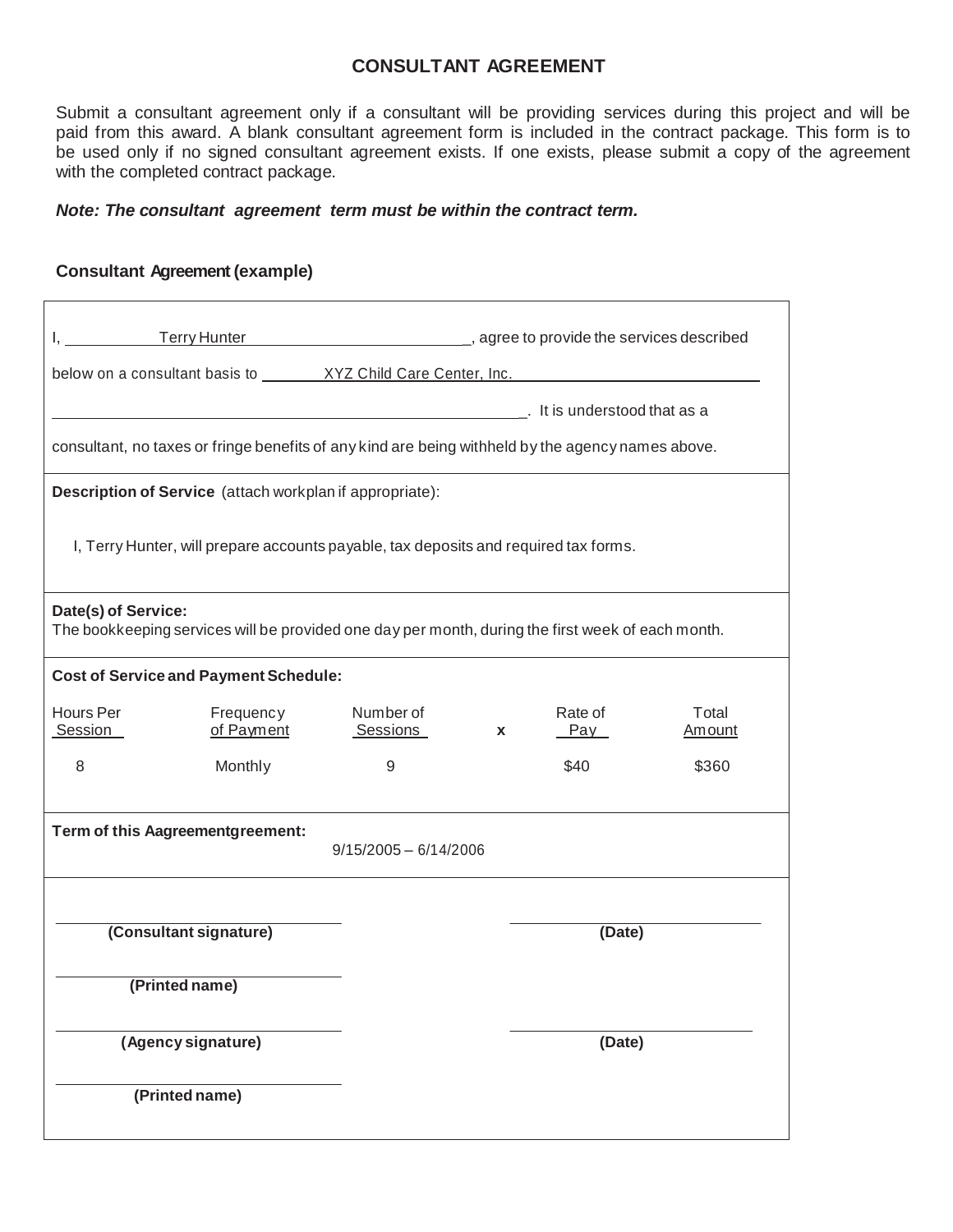# CONSULTANT AGREEMENT

Submit a consultant agreement only if a consultant will be providing services during this project and will be paid from this award. A blank consultant agreement form is included in the contract package. This form is to be used only if no signed consultant agreement exists. If one exists, please submit a copy of the agreement with the completed contract package.

***Note: The consultant agreement term must be within the contract term.***

**Consultant Agreement (example)**

I, Terry Hunter, agree to provide the services described below on a consultant basis to XYZ Child Care Center, Inc. ________________. It is understood that as a consultant, no taxes or fringe benefits of any kind are being withheld by the agency names above.

**Description of Service** (attach workplan if appropriate):

I, Terry Hunter, will prepare accounts payable, tax deposits and required tax forms.

**Date(s) of Service:**
The bookkeeping services will be provided one day per month, during the first week of each month.

**Cost of Service and Payment Schedule:**

| Hours Per Session | Frequency of Payment | Number of Sessions | x | Rate of Pay | Total Amount |
|---|---|---|---|---|---|
| 8 | Monthly | 9 | | $40 | $360 |

**Term of this Aagreementgreement:** 9/15/2005 – 6/14/2006

______________________ ______________________
**(Consultant signature)** **(Date)**

______________________
**(Printed name)**

______________________ ______________________
**(Agency signature)** **(Date)**

______________________
**(Printed name)**